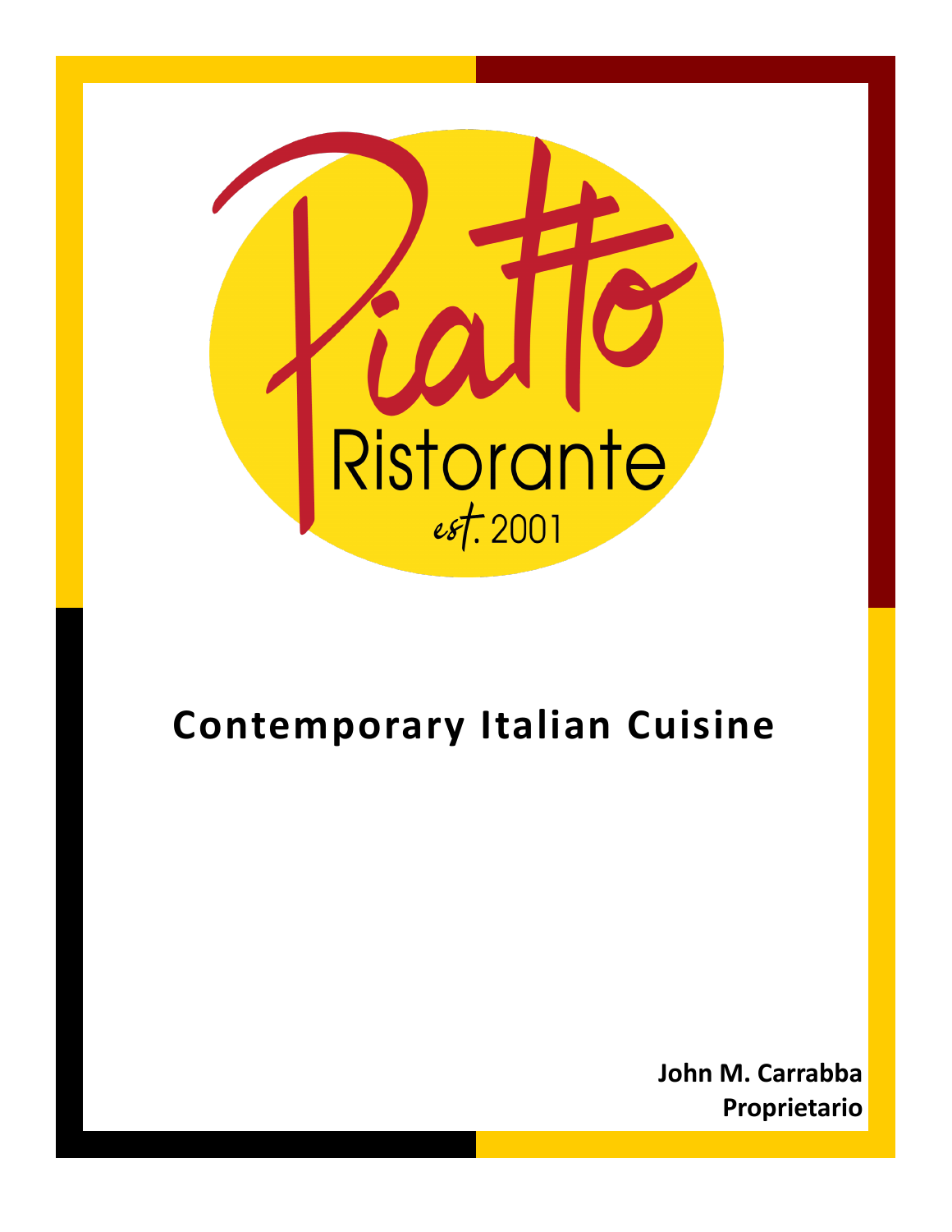# Piatto

## Ristorante

*est.* 2001

## Contemporary Italian Cuisine

**John M. Carrabba**
**Proprietario**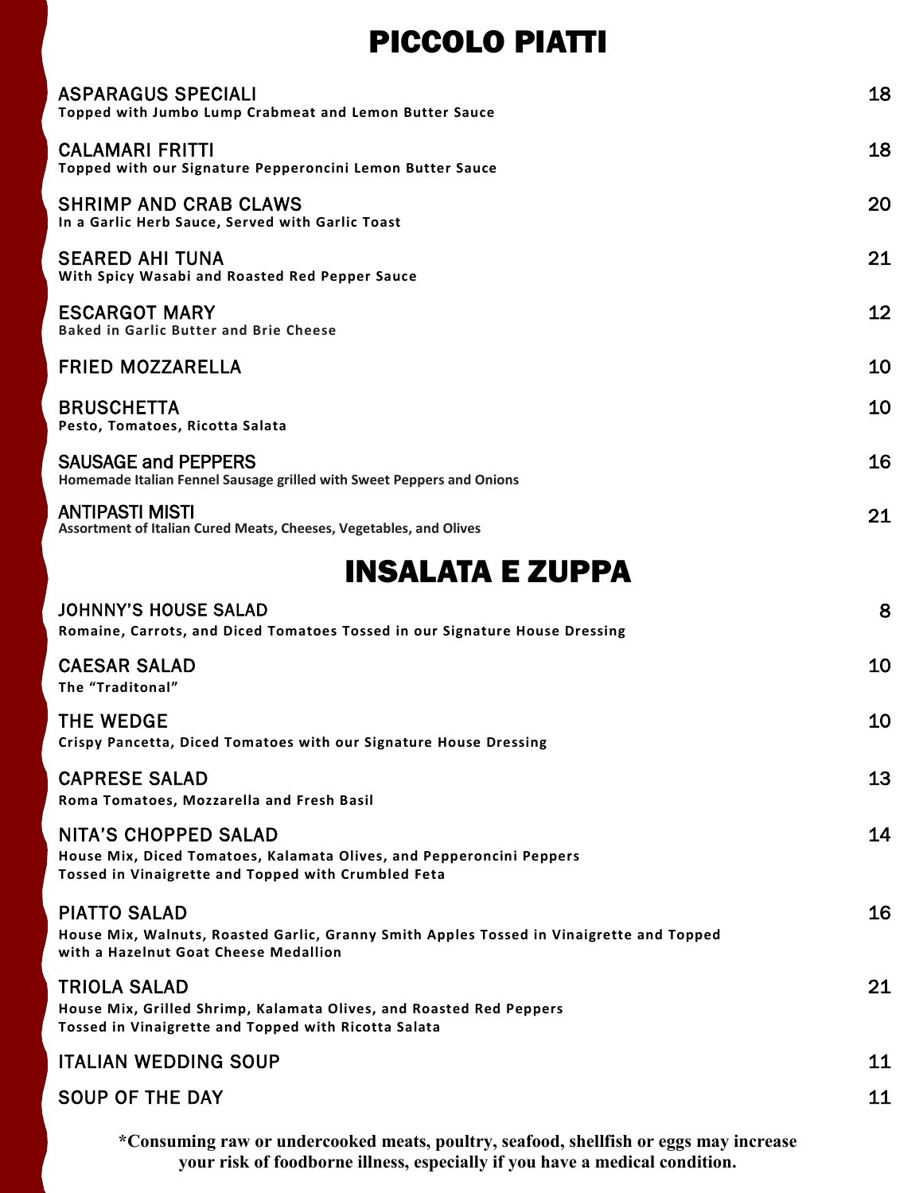# PICCOLO PIATTI

**ASPARAGUS SPECIALI** 18
Topped with Jumbo Lump Crabmeat and Lemon Butter Sauce

**CALAMARI FRITTI** 18
Topped with our Signature Pepperoncini Lemon Butter Sauce

**SHRIMP AND CRAB CLAWS** 20
In a Garlic Herb Sauce, Served with Garlic Toast

**SEARED AHI TUNA** 21
With Spicy Wasabi and Roasted Red Pepper Sauce

**ESCARGOT MARY** 12
Baked in Garlic Butter and Brie Cheese

**FRIED MOZZARELLA** 10

**BRUSCHETTA** 10
Pesto, Tomatoes, Ricotta Salata

**SAUSAGE and PEPPERS** 16
Homemade Italian Fennel Sausage grilled with Sweet Peppers and Onions

**ANTIPASTI MISTI** 21
Assortment of Italian Cured Meats, Cheeses, Vegetables, and Olives

# INSALATA E ZUPPA

**JOHNNY'S HOUSE SALAD** 8
Romaine, Carrots, and Diced Tomatoes Tossed in our Signature House Dressing

**CAESAR SALAD** 10
The "Traditonal"

**THE WEDGE** 10
Crispy Pancetta, Diced Tomatoes with our Signature House Dressing

**CAPRESE SALAD** 13
Roma Tomatoes, Mozzarella and Fresh Basil

**NITA'S CHOPPED SALAD** 14
House Mix, Diced Tomatoes, Kalamata Olives, and Pepperoncini Peppers
Tossed in Vinaigrette and Topped with Crumbled Feta

**PIATTO SALAD** 16
House Mix, Walnuts, Roasted Garlic, Granny Smith Apples Tossed in Vinaigrette and Topped with a Hazelnut Goat Cheese Medallion

**TRIOLA SALAD** 21
House Mix, Grilled Shrimp, Kalamata Olives, and Roasted Red Peppers
Tossed in Vinaigrette and Topped with Ricotta Salata

**ITALIAN WEDDING SOUP** 11

**SOUP OF THE DAY** 11

***Consuming raw or undercooked meats, poultry, seafood, shellfish or eggs may increase your risk of foodborne illness, especially if you have a medical condition.**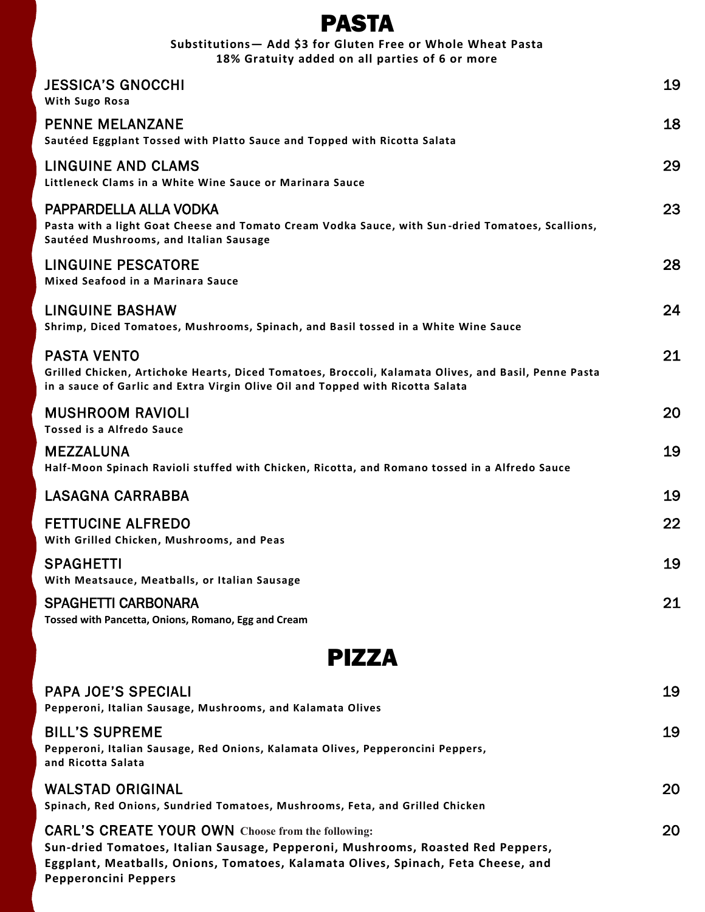# PASTA

**Substitutions— Add $3 for Gluten Free or Whole Wheat Pasta**
**18% Gratuity added on all parties of 6 or more**

### JESSICA'S GNOCCHI — 19
**With Sugo Rosa**

### PENNE MELANZANE — 18
**Sautéed Eggplant Tossed with Platto Sauce and Topped with Ricotta Salata**

### LINGUINE AND CLAMS — 29
**Littleneck Clams in a White Wine Sauce or Marinara Sauce**

### PAPPARDELLA ALLA VODKA — 23
**Pasta with a light Goat Cheese and Tomato Cream Vodka Sauce, with Sun-dried Tomatoes, Scallions, Sautéed Mushrooms, and Italian Sausage**

### LINGUINE PESCATORE — 28
**Mixed Seafood in a Marinara Sauce**

### LINGUINE BASHAW — 24
**Shrimp, Diced Tomatoes, Mushrooms, Spinach, and Basil tossed in a White Wine Sauce**

### PASTA VENTO — 21
**Grilled Chicken, Artichoke Hearts, Diced Tomatoes, Broccoli, Kalamata Olives, and Basil, Penne Pasta in a sauce of Garlic and Extra Virgin Olive Oil and Topped with Ricotta Salata**

### MUSHROOM RAVIOLI — 20
**Tossed is a Alfredo Sauce**

### MEZZALUNA — 19
**Half-Moon Spinach Ravioli stuffed with Chicken, Ricotta, and Romano tossed in a Alfredo Sauce**

### LASAGNA CARRABBA — 19

### FETTUCINE ALFREDO — 22
**With Grilled Chicken, Mushrooms, and Peas**

### SPAGHETTI — 19
**With Meatsauce, Meatballs, or Italian Sausage**

### SPAGHETTI CARBONARA — 21
**Tossed with Pancetta, Onions, Romano, Egg and Cream**

# PIZZA

### PAPA JOE'S SPECIALI — 19
**Pepperoni, Italian Sausage, Mushrooms, and Kalamata Olives**

### BILL'S SUPREME — 19
**Pepperoni, Italian Sausage, Red Onions, Kalamata Olives, Pepperoncini Peppers, and Ricotta Salata**

### WALSTAD ORIGINAL — 20
**Spinach, Red Onions, Sundried Tomatoes, Mushrooms, Feta, and Grilled Chicken**

### CARL'S CREATE YOUR OWN — 20
**Choose from the following:**
**Sun-dried Tomatoes, Italian Sausage, Pepperoni, Mushrooms, Roasted Red Peppers, Eggplant, Meatballs, Onions, Tomatoes, Kalamata Olives, Spinach, Feta Cheese, and Pepperoncini Peppers**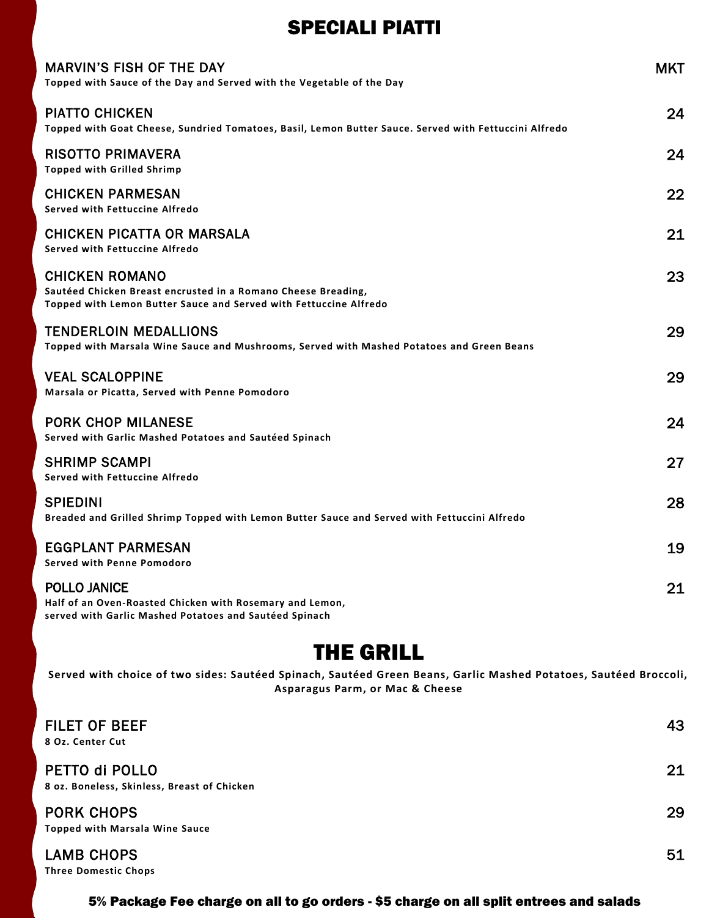# SPECIALI PIATTI

**MARVIN'S FISH OF THE DAY** — MKT
Topped with Sauce of the Day and Served with the Vegetable of the Day

**PIATTO CHICKEN** — 24
Topped with Goat Cheese, Sundried Tomatoes, Basil, Lemon Butter Sauce. Served with Fettuccini Alfredo

**RISOTTO PRIMAVERA** — 24
Topped with Grilled Shrimp

**CHICKEN PARMESAN** — 22
Served with Fettuccine Alfredo

**CHICKEN PICATTA OR MARSALA** — 21
Served with Fettuccine Alfredo

**CHICKEN ROMANO** — 23
Sautéed Chicken Breast encrusted in a Romano Cheese Breading,
Topped with Lemon Butter Sauce and Served with Fettuccine Alfredo

**TENDERLOIN MEDALLIONS** — 29
Topped with Marsala Wine Sauce and Mushrooms, Served with Mashed Potatoes and Green Beans

**VEAL SCALOPPINE** — 29
Marsala or Picatta, Served with Penne Pomodoro

**PORK CHOP MILANESE** — 24
Served with Garlic Mashed Potatoes and Sautéed Spinach

**SHRIMP SCAMPI** — 27
Served with Fettuccine Alfredo

**SPIEDINI** — 28
Breaded and Grilled Shrimp Topped with Lemon Butter Sauce and Served with Fettuccini Alfredo

**EGGPLANT PARMESAN** — 19
Served with Penne Pomodoro

**POLLO JANICE** — 21
Half of an Oven-Roasted Chicken with Rosemary and Lemon,
served with Garlic Mashed Potatoes and Sautéed Spinach

# THE GRILL

Served with choice of two sides: Sautéed Spinach, Sautéed Green Beans, Garlic Mashed Potatoes, Sautéed Broccoli, Asparagus Parm, or Mac & Cheese

**FILET OF BEEF** — 43
8 Oz. Center Cut

**PETTO di POLLO** — 21
8 oz. Boneless, Skinless, Breast of Chicken

**PORK CHOPS** — 29
Topped with Marsala Wine Sauce

**LAMB CHOPS** — 51
Three Domestic Chops

**5% Package Fee charge on all to go orders - $5 charge on all split entrees and salads**